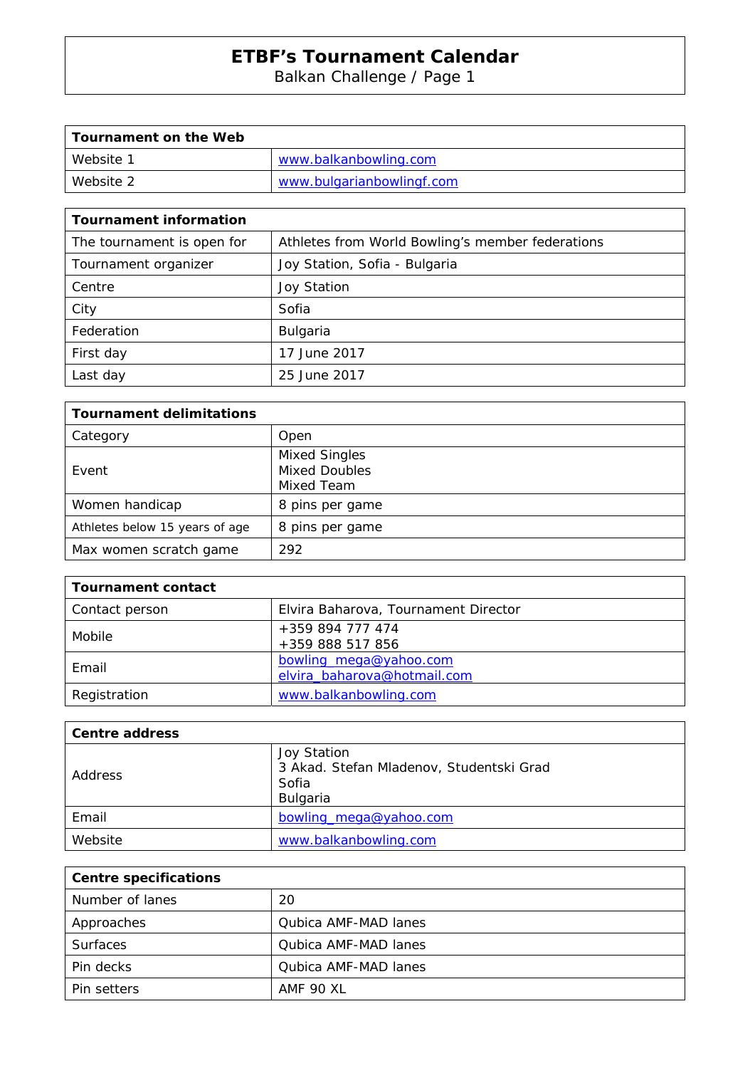# ETBF's Tournament Calendar

Balkan Challenge / Page 1

| Tournament on the Web | |
|---|---|
| Website 1 | www.balkanbowling.com |
| Website 2 | www.bulgarianbowlingf.com |

| Tournament information | |
|---|---|
| The tournament is open for | Athletes from World Bowling's member federations |
| Tournament organizer | Joy Station, Sofia - Bulgaria |
| Centre | Joy Station |
| City | Sofia |
| Federation | Bulgaria |
| First day | 17 June 2017 |
| Last day | 25 June 2017 |

| Tournament delimitations | |
|---|---|
| Category | Open |
| Event | Mixed Singles<br>Mixed Doubles<br>Mixed Team |
| Women handicap | 8 pins per game |
| Athletes below 15 years of age | 8 pins per game |
| Max women scratch game | 292 |

| Tournament contact | |
|---|---|
| Contact person | Elvira Baharova, Tournament Director |
| Mobile | +359 894 777 474<br>+359 888 517 856 |
| Email | bowling_mega@yahoo.com<br>elvira_baharova@hotmail.com |
| Registration | www.balkanbowling.com |

| Centre address | |
|---|---|
| Address | Joy Station<br>3 Akad. Stefan Mladenov, Studentski Grad<br>Sofia<br>Bulgaria |
| Email | bowling_mega@yahoo.com |
| Website | www.balkanbowling.com |

| Centre specifications | |
|---|---|
| Number of lanes | 20 |
| Approaches | Qubica AMF-MAD lanes |
| Surfaces | Qubica AMF-MAD lanes |
| Pin decks | Qubica AMF-MAD lanes |
| Pin setters | AMF 90 XL |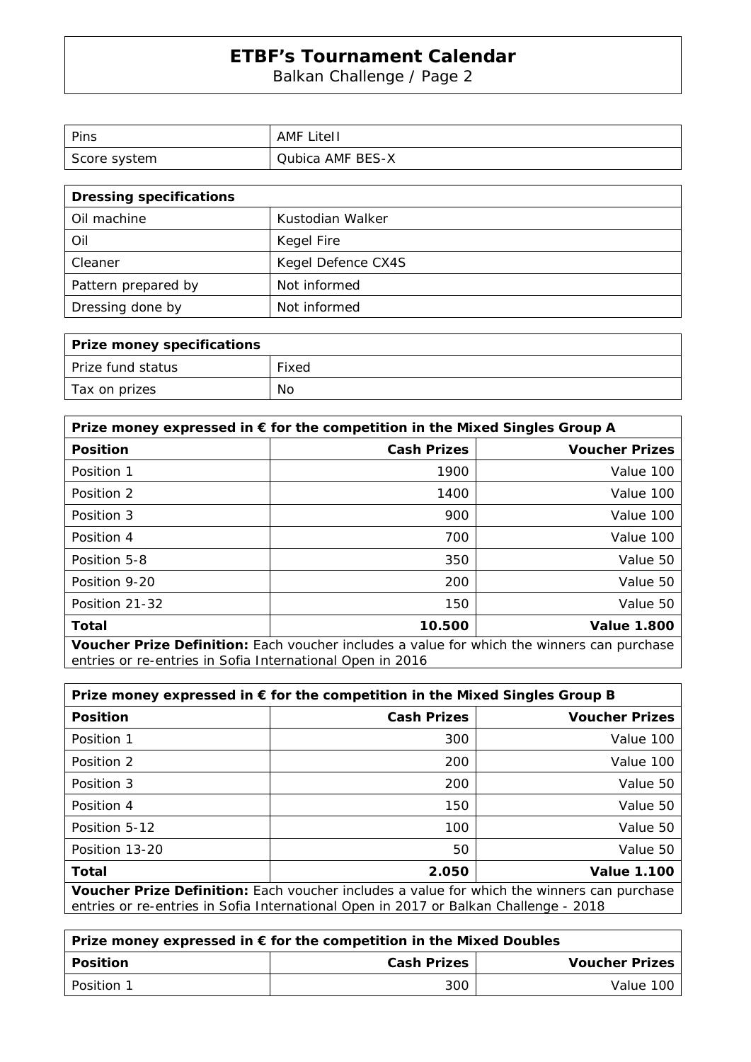# ETBF's Tournament Calendar

Balkan Challenge / Page 2

| Pins | AMF LiteII |
|---|---|
| Score system | Qubica AMF BES-X |

| **Dressing specifications** | |
|---|---|
| Oil machine | Kustodian Walker |
| Oil | Kegel Fire |
| Cleaner | Kegel Defence CX4S |
| Pattern prepared by | Not informed |
| Dressing done by | Not informed |

| **Prize money specifications** | |
|---|---|
| Prize fund status | Fixed |
| Tax on prizes | No |

| **Prize money expressed in € for the competition in the Mixed Singles Group A** | | |
|---|---|---|
| **Position** | **Cash Prizes** | **Voucher Prizes** |
| Position 1 | 1900 | Value 100 |
| Position 2 | 1400 | Value 100 |
| Position 3 | 900 | Value 100 |
| Position 4 | 700 | Value 100 |
| Position 5-8 | 350 | Value 50 |
| Position 9-20 | 200 | Value 50 |
| Position 21-32 | 150 | Value 50 |
| **Total** | **10.500** | **Value 1.800** |

**Voucher Prize Definition:** Each voucher includes a value for which the winners can purchase entries or re-entries in Sofia International Open in 2016

| **Prize money expressed in € for the competition in the Mixed Singles Group B** | | |
|---|---|---|
| **Position** | **Cash Prizes** | **Voucher Prizes** |
| Position 1 | 300 | Value 100 |
| Position 2 | 200 | Value 100 |
| Position 3 | 200 | Value 50 |
| Position 4 | 150 | Value 50 |
| Position 5-12 | 100 | Value 50 |
| Position 13-20 | 50 | Value 50 |
| **Total** | **2.050** | **Value 1.100** |

**Voucher Prize Definition:** Each voucher includes a value for which the winners can purchase entries or re-entries in Sofia International Open in 2017 or Balkan Challenge - 2018

| **Prize money expressed in € for the competition in the Mixed Doubles** | | |
|---|---|---|
| **Position** | **Cash Prizes** | **Voucher Prizes** |
| Position 1 | 300 | Value 100 |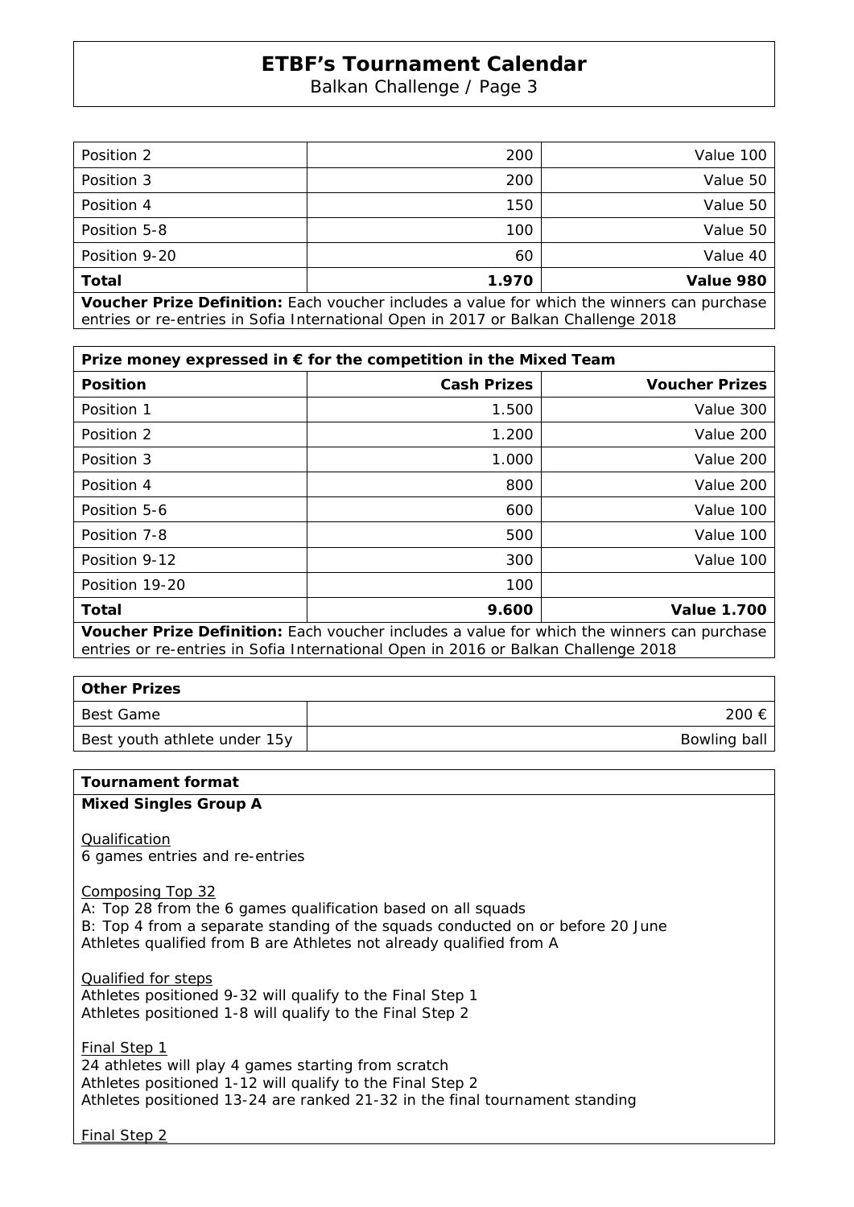| Position 2 | 200 | Value 100 |
|---|---|---|
| Position 3 | 200 | Value 50 |
| Position 4 | 150 | Value 50 |
| Position 5-8 | 100 | Value 50 |
| Position 9-20 | 60 | Value 40 |
| **Total** | **1.970** | **Value 980** |

**Voucher Prize Definition:** Each voucher includes a value for which the winners can purchase entries or re-entries in Sofia International Open in 2017 or Balkan Challenge 2018

| **Prize money expressed in € for the competition in the Mixed Team** | | |
|---|---|---|
| **Position** | **Cash Prizes** | **Voucher Prizes** |
| Position 1 | 1.500 | Value 300 |
| Position 2 | 1.200 | Value 200 |
| Position 3 | 1.000 | Value 200 |
| Position 4 | 800 | Value 200 |
| Position 5-6 | 600 | Value 100 |
| Position 7-8 | 500 | Value 100 |
| Position 9-12 | 300 | Value 100 |
| Position 19-20 | 100 | |
| **Total** | **9.600** | **Value 1.700** |

**Voucher Prize Definition:** Each voucher includes a value for which the winners can purchase entries or re-entries in Sofia International Open in 2016 or Balkan Challenge 2018

| **Other Prizes** | |
|---|---|
| Best Game | 200 € |
| Best youth athlete under 15y | Bowling ball |

**Tournament format**

**Mixed Singles Group A**

Qualification
6 games entries and re-entries

Composing Top 32
A: Top 28 from the 6 games qualification based on all squads
B: Top 4 from a separate standing of the squads conducted on or before 20 June
Athletes qualified from B are Athletes not already qualified from A

Qualified for steps
Athletes positioned 9-32 will qualify to the Final Step 1
Athletes positioned 1-8 will qualify to the Final Step 2

Final Step 1
24 athletes will play 4 games starting from scratch
Athletes positioned 1-12 will qualify to the Final Step 2
Athletes positioned 13-24 are ranked 21-32 in the final tournament standing

Final Step 2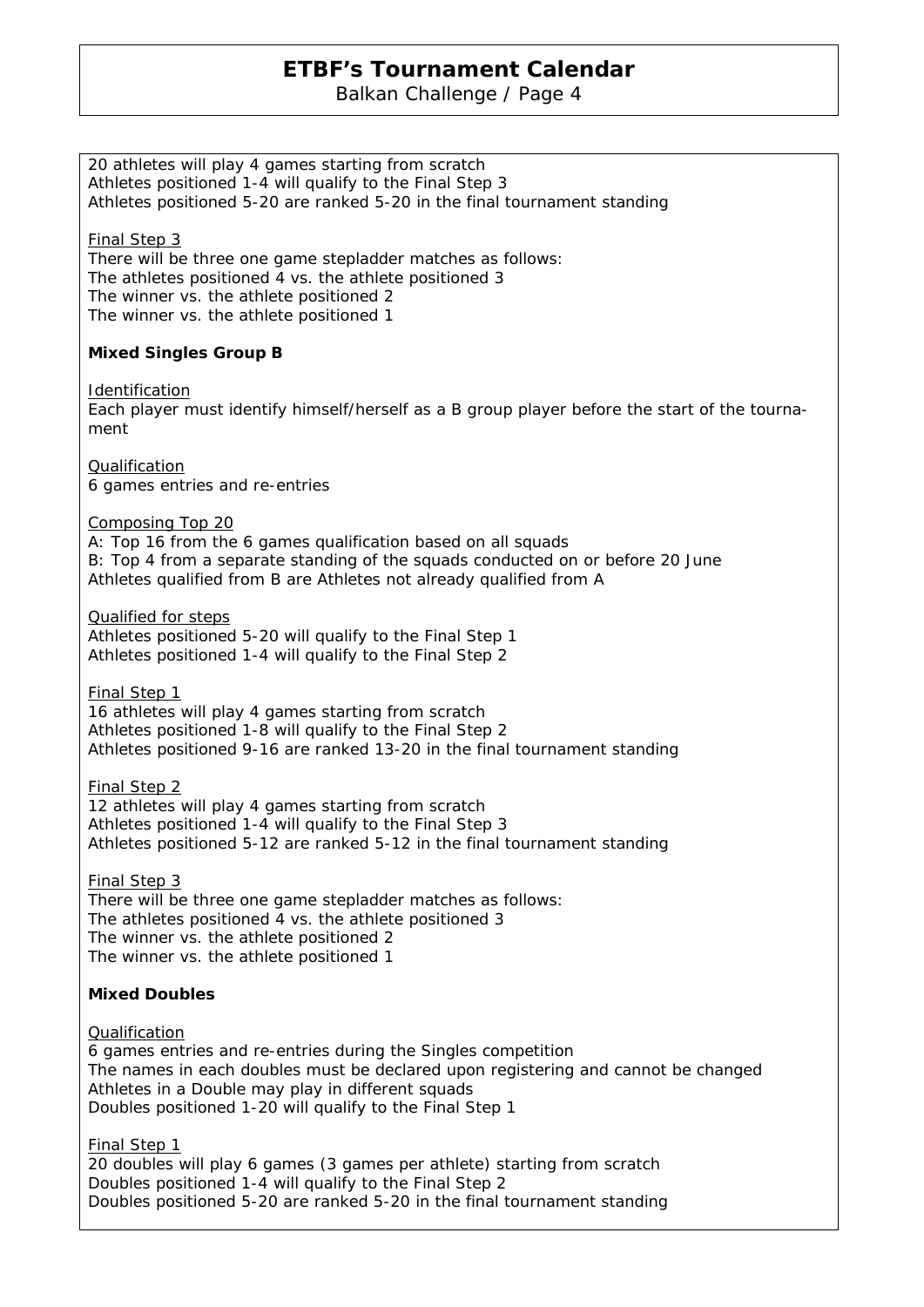20 athletes will play 4 games starting from scratch
Athletes positioned 1-4 will qualify to the Final Step 3
Athletes positioned 5-20 are ranked 5-20 in the final tournament standing

Final Step 3
There will be three one game stepladder matches as follows:
The athletes positioned 4 vs. the athlete positioned 3
The winner vs. the athlete positioned 2
The winner vs. the athlete positioned 1

**Mixed Singles Group B**

Identification
Each player must identify himself/herself as a B group player before the start of the tournament

Qualification
6 games entries and re-entries

Composing Top 20
A: Top 16 from the 6 games qualification based on all squads
B: Top 4 from a separate standing of the squads conducted on or before 20 June
Athletes qualified from B are Athletes not already qualified from A

Qualified for steps
Athletes positioned 5-20 will qualify to the Final Step 1
Athletes positioned 1-4 will qualify to the Final Step 2

Final Step 1
16 athletes will play 4 games starting from scratch
Athletes positioned 1-8 will qualify to the Final Step 2
Athletes positioned 9-16 are ranked 13-20 in the final tournament standing

Final Step 2
12 athletes will play 4 games starting from scratch
Athletes positioned 1-4 will qualify to the Final Step 3
Athletes positioned 5-12 are ranked 5-12 in the final tournament standing

Final Step 3
There will be three one game stepladder matches as follows:
The athletes positioned 4 vs. the athlete positioned 3
The winner vs. the athlete positioned 2
The winner vs. the athlete positioned 1

**Mixed Doubles**

Qualification
6 games entries and re-entries during the Singles competition
The names in each doubles must be declared upon registering and cannot be changed
Athletes in a Double may play in different squads
Doubles positioned 1-20 will qualify to the Final Step 1

Final Step 1
20 doubles will play 6 games (3 games per athlete) starting from scratch
Doubles positioned 1-4 will qualify to the Final Step 2
Doubles positioned 5-20 are ranked 5-20 in the final tournament standing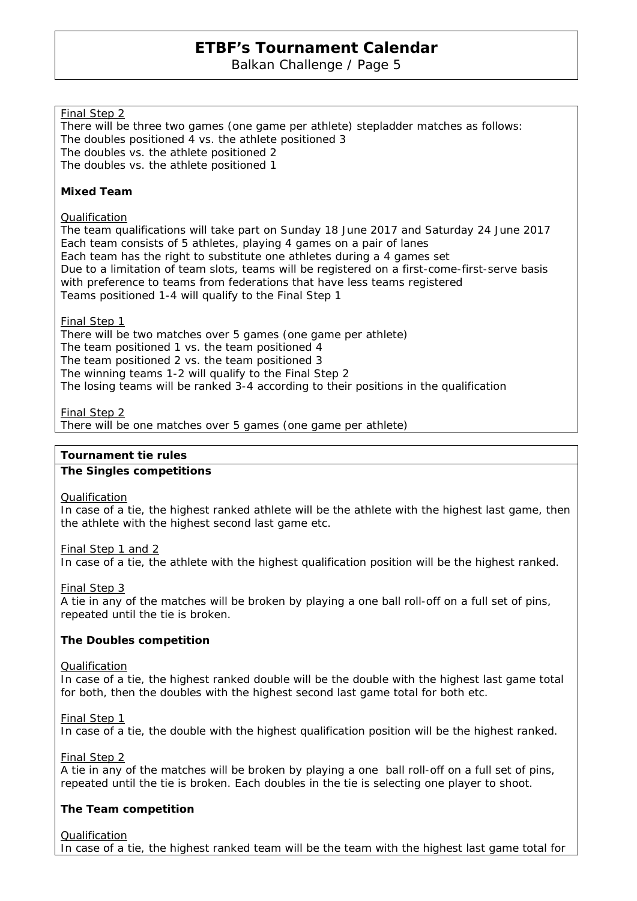Final Step 2

There will be three two games (one game per athlete) stepladder matches as follows:
The doubles positioned 4 vs. the athlete positioned 3
The doubles vs. the athlete positioned 2
The doubles vs. the athlete positioned 1

**Mixed Team**

Qualification

The team qualifications will take part on Sunday 18 June 2017 and Saturday 24 June 2017
Each team consists of 5 athletes, playing 4 games on a pair of lanes
Each team has the right to substitute one athletes during a 4 games set
Due to a limitation of team slots, teams will be registered on a first-come-first-serve basis with preference to teams from federations that have less teams registered
Teams positioned 1-4 will qualify to the Final Step 1

Final Step 1

There will be two matches over 5 games (one game per athlete)
The team positioned 1 vs. the team positioned 4
The team positioned 2 vs. the team positioned 3
The winning teams 1-2 will qualify to the Final Step 2
The losing teams will be ranked 3-4 according to their positions in the qualification

Final Step 2

There will be one matches over 5 games (one game per athlete)

## Tournament tie rules

**The Singles competitions**

Qualification

In case of a tie, the highest ranked athlete will be the athlete with the highest last game, then the athlete with the highest second last game etc.

Final Step 1 and 2

In case of a tie, the athlete with the highest qualification position will be the highest ranked.

Final Step 3

A tie in any of the matches will be broken by playing a one ball roll-off on a full set of pins, repeated until the tie is broken.

**The Doubles competition**

Qualification

In case of a tie, the highest ranked double will be the double with the highest last game total for both, then the doubles with the highest second last game total for both etc.

Final Step 1

In case of a tie, the double with the highest qualification position will be the highest ranked.

Final Step 2

A tie in any of the matches will be broken by playing a one ball roll-off on a full set of pins, repeated until the tie is broken. Each doubles in the tie is selecting one player to shoot.

**The Team competition**

Qualification

In case of a tie, the highest ranked team will be the team with the highest last game total for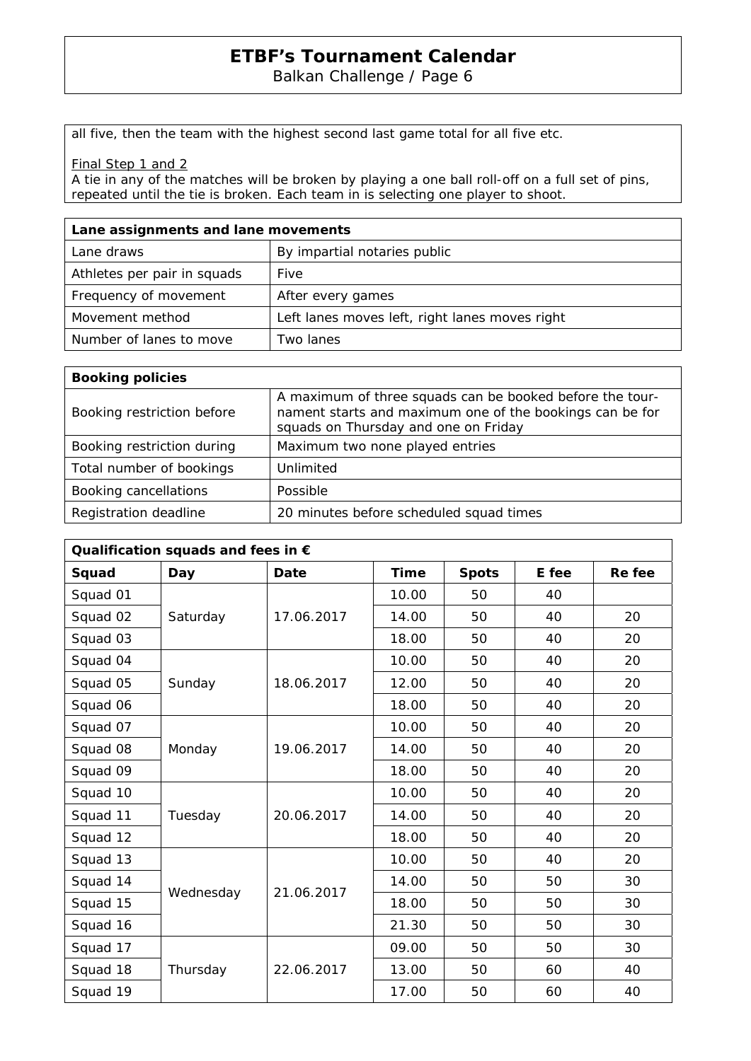all five, then the team with the highest second last game total for all five etc.

Final Step 1 and 2
A tie in any of the matches will be broken by playing a one ball roll-off on a full set of pins, repeated until the tie is broken. Each team in is selecting one player to shoot.

| Lane assignments and lane movements | |
|---|---|
| Lane draws | By impartial notaries public |
| Athletes per pair in squads | Five |
| Frequency of movement | After every games |
| Movement method | Left lanes moves left, right lanes moves right |
| Number of lanes to move | Two lanes |

| Booking policies | |
|---|---|
| Booking restriction before | A maximum of three squads can be booked before the tournament starts and maximum one of the bookings can be for squads on Thursday and one on Friday |
| Booking restriction during | Maximum two none played entries |
| Total number of bookings | Unlimited |
| Booking cancellations | Possible |
| Registration deadline | 20 minutes before scheduled squad times |

| Qualification squads and fees in € | | | | | | |
|---|---|---|---|---|---|---|
| **Squad** | **Day** | **Date** | **Time** | **Spots** | **E fee** | **Re fee** |
| Squad 01 | Saturday | 17.06.2017 | 10.00 | 50 | 40 | |
| Squad 02 | | | 14.00 | 50 | 40 | 20 |
| Squad 03 | | | 18.00 | 50 | 40 | 20 |
| Squad 04 | Sunday | 18.06.2017 | 10.00 | 50 | 40 | 20 |
| Squad 05 | | | 12.00 | 50 | 40 | 20 |
| Squad 06 | | | 18.00 | 50 | 40 | 20 |
| Squad 07 | Monday | 19.06.2017 | 10.00 | 50 | 40 | 20 |
| Squad 08 | | | 14.00 | 50 | 40 | 20 |
| Squad 09 | | | 18.00 | 50 | 40 | 20 |
| Squad 10 | Tuesday | 20.06.2017 | 10.00 | 50 | 40 | 20 |
| Squad 11 | | | 14.00 | 50 | 40 | 20 |
| Squad 12 | | | 18.00 | 50 | 40 | 20 |
| Squad 13 | Wednesday | 21.06.2017 | 10.00 | 50 | 40 | 20 |
| Squad 14 | | | 14.00 | 50 | 50 | 30 |
| Squad 15 | | | 18.00 | 50 | 50 | 30 |
| Squad 16 | | | 21.30 | 50 | 50 | 30 |
| Squad 17 | Thursday | 22.06.2017 | 09.00 | 50 | 50 | 30 |
| Squad 18 | | | 13.00 | 50 | 60 | 40 |
| Squad 19 | | | 17.00 | 50 | 60 | 40 |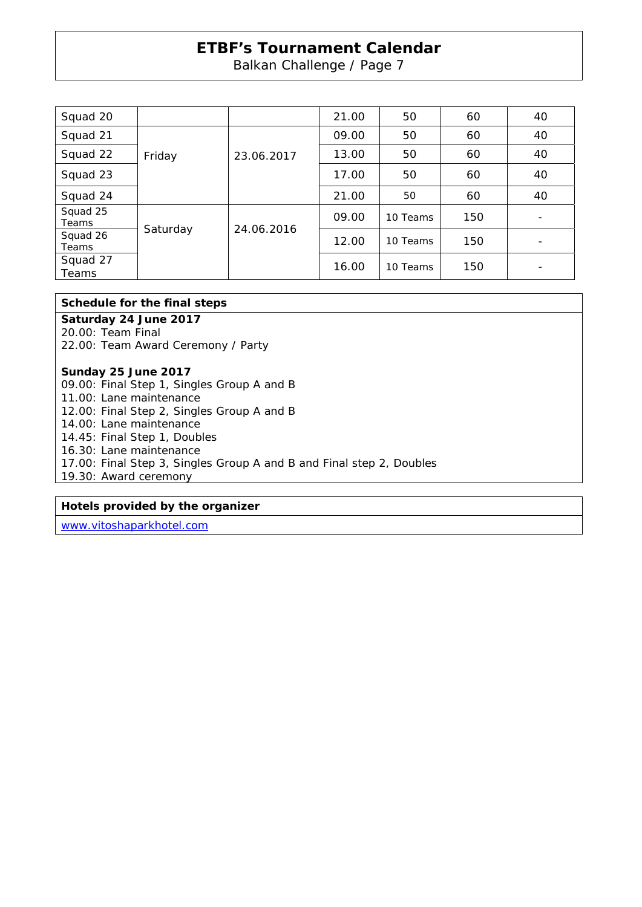| | | | | | | |
|---|---|---|---|---|---|---|
| Squad 20 | | | 21.00 | 50 | 60 | 40 |
| Squad 21 | Friday | 23.06.2017 | 09.00 | 50 | 60 | 40 |
| Squad 22 | | | 13.00 | 50 | 60 | 40 |
| Squad 23 | | | 17.00 | 50 | 60 | 40 |
| Squad 24 | | | 21.00 | 50 | 60 | 40 |
| Squad 25 Teams | Saturday | 24.06.2016 | 09.00 | 10 Teams | 150 | - |
| Squad 26 Teams | | | 12.00 | 10 Teams | 150 | - |
| Squad 27 Teams | | | 16.00 | 10 Teams | 150 | - |

**Schedule for the final steps**

**Saturday 24 June 2017**
20.00: Team Final
22.00: Team Award Ceremony / Party

**Sunday 25 June 2017**
09.00: Final Step 1, Singles Group A and B
11.00: Lane maintenance
12.00: Final Step 2, Singles Group A and B
14.00: Lane maintenance
14.45: Final Step 1, Doubles
16.30: Lane maintenance
17.00: Final Step 3, Singles Group A and B and Final step 2, Doubles
19.30: Award ceremony

**Hotels provided by the organizer**

www.vitoshaparkhotel.com